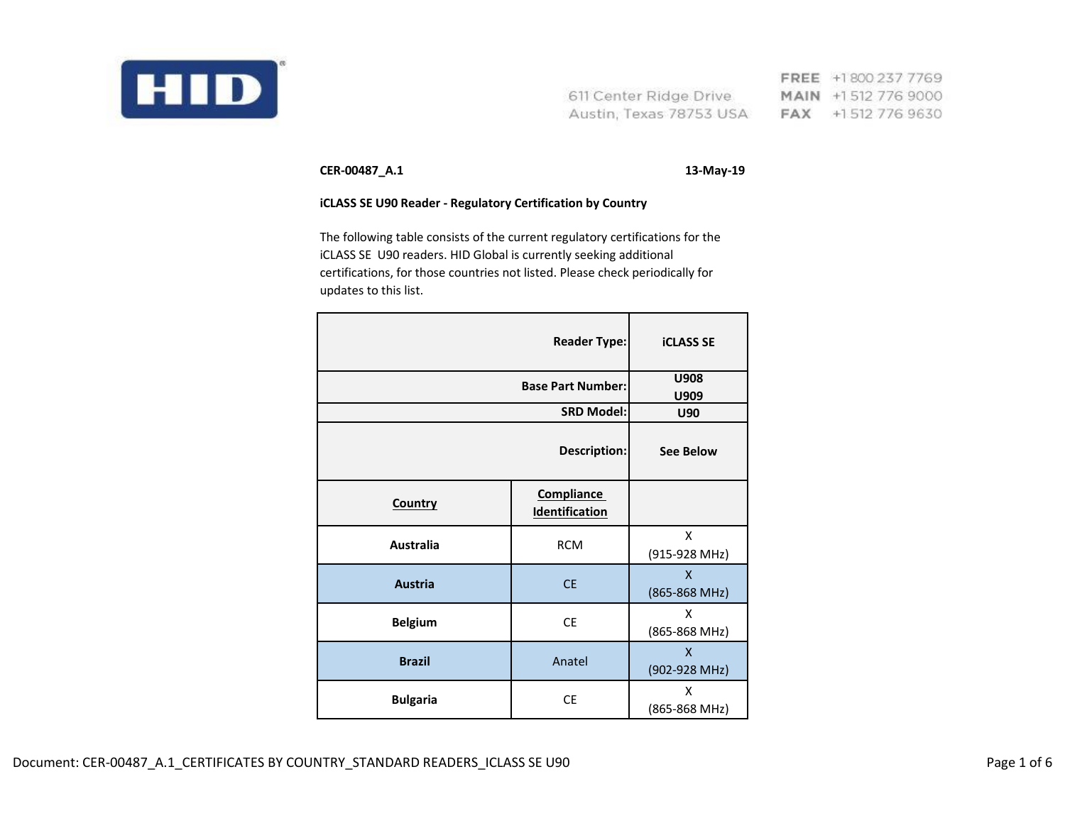HID

611 Center Ridge Drive
Austin, Texas 78753 USA

FREE +1 800 237 7769
MAIN +1 512 776 9000
FAX +1 512 776 9630

**CER-00487_A.1** **13-May-19**

**iCLASS SE U90 Reader - Regulatory Certification by Country**

The following table consists of the current regulatory certifications for the iCLASS SE U90 readers. HID Global is currently seeking additional certifications, for those countries not listed. Please check periodically for updates to this list.

| | **Reader Type:** | **iCLASS SE** |
|---|---|---|
| | **Base Part Number:** | **U908**<br>**U909** |
| | **SRD Model:** | **U90** |
| | **Description:** | **See Below** |
| **Country** | **Compliance Identification** | |
| **Australia** | RCM | X<br>(915-928 MHz) |
| **Austria** | CE | X<br>(865-868 MHz) |
| **Belgium** | CE | X<br>(865-868 MHz) |
| **Brazil** | Anatel | X<br>(902-928 MHz) |
| **Bulgaria** | CE | X<br>(865-868 MHz) |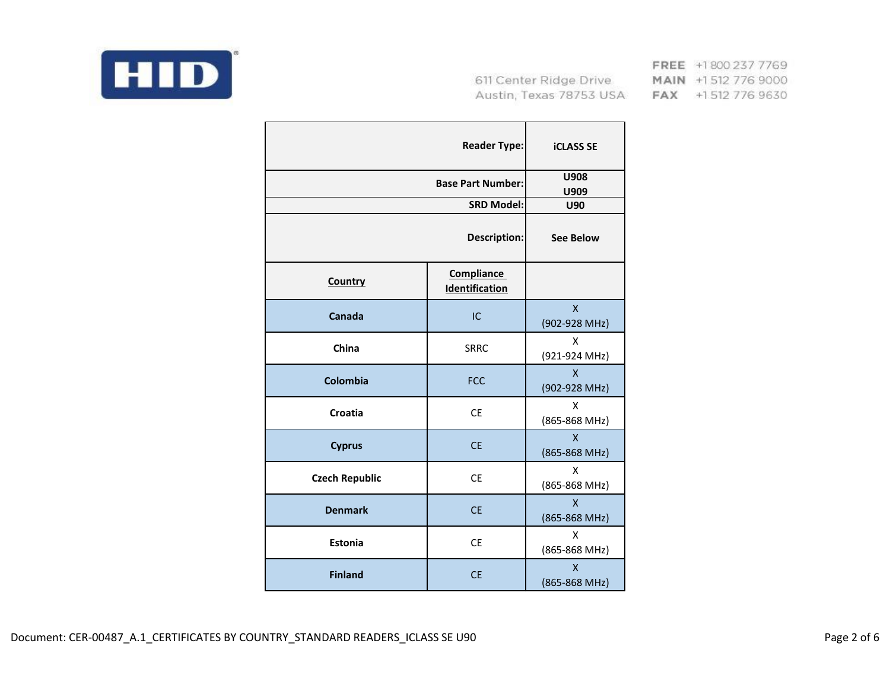**HID**

611 Center Ridge Drive
Austin, Texas 78753 USA

FREE +1 800 237 7769
MAIN +1 512 776 9000
FAX +1 512 776 9630

| | **Reader Type:** | **iCLASS SE** |
|---|---|---|
| | **Base Part Number:** | **U908**<br>**U909** |
| | **SRD Model:** | **U90** |
| | **Description:** | **See Below** |
| **Country** | **Compliance Identification** | |
| **Canada** | IC | X<br>(902-928 MHz) |
| **China** | SRRC | X<br>(921-924 MHz) |
| **Colombia** | FCC | X<br>(902-928 MHz) |
| **Croatia** | CE | X<br>(865-868 MHz) |
| **Cyprus** | CE | X<br>(865-868 MHz) |
| **Czech Republic** | CE | X<br>(865-868 MHz) |
| **Denmark** | CE | X<br>(865-868 MHz) |
| **Estonia** | CE | X<br>(865-868 MHz) |
| **Finland** | CE | X<br>(865-868 MHz) |

Document: CER-00487_A.1_CERTIFICATES BY COUNTRY_STANDARD READERS_ICLASS SE U90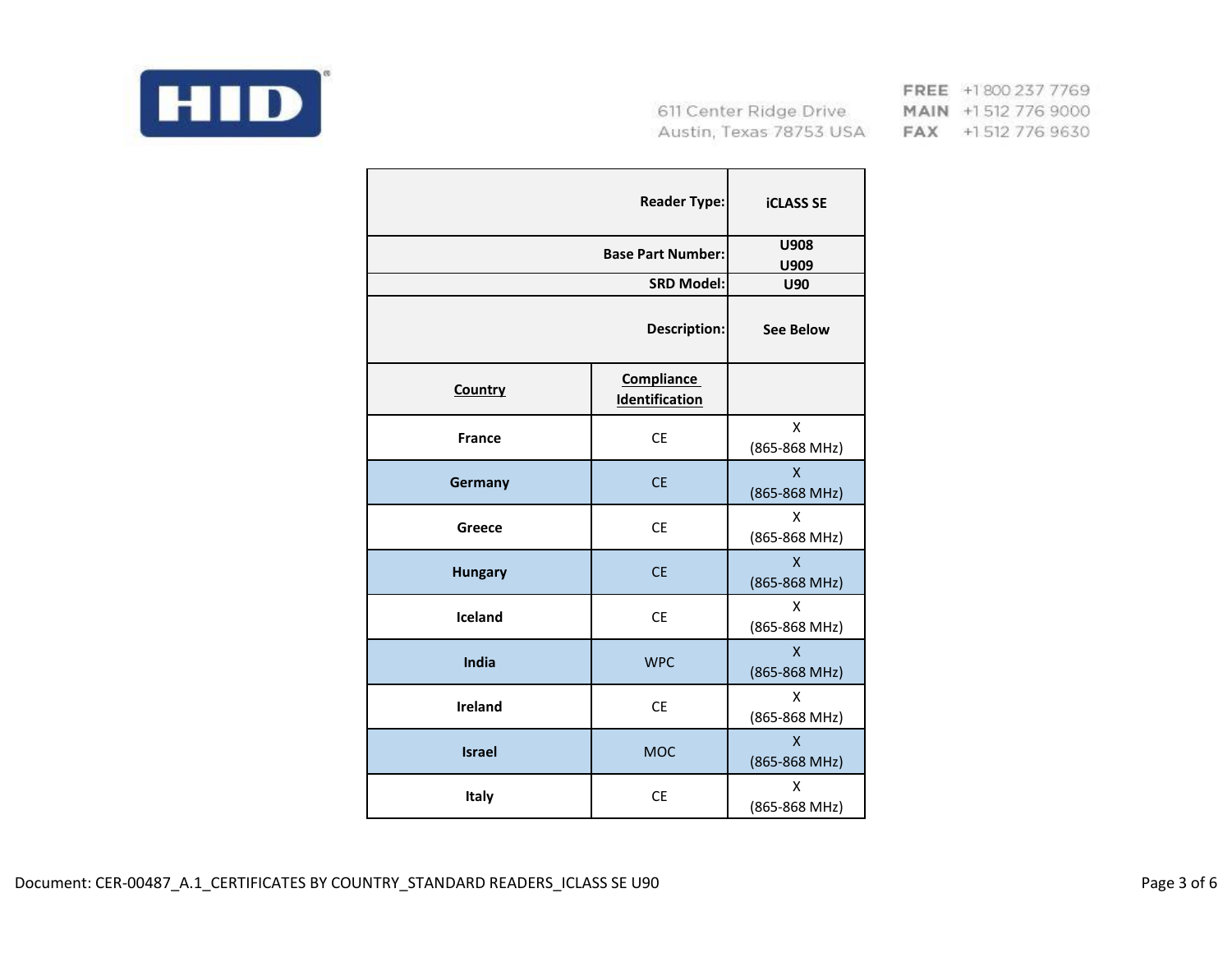HID

611 Center Ridge Drive
Austin, Texas 78753 USA

FREE +1 800 237 7769
MAIN +1 512 776 9000
FAX +1 512 776 9630

| | Reader Type: | iCLASS SE |
|---|---|---|
| | Base Part Number: | U908<br>U909 |
| | SRD Model: | U90 |
| | Description: | See Below |
| **Country** | **Compliance Identification** | |
| **France** | CE | X<br>(865-868 MHz) |
| **Germany** | CE | X<br>(865-868 MHz) |
| **Greece** | CE | X<br>(865-868 MHz) |
| **Hungary** | CE | X<br>(865-868 MHz) |
| **Iceland** | CE | X<br>(865-868 MHz) |
| **India** | WPC | X<br>(865-868 MHz) |
| **Ireland** | CE | X<br>(865-868 MHz) |
| **Israel** | MOC | X<br>(865-868 MHz) |
| **Italy** | CE | X<br>(865-868 MHz) |

Document: CER-00487_A.1_CERTIFICATES BY COUNTRY_STANDARD READERS_ICLASS SE U90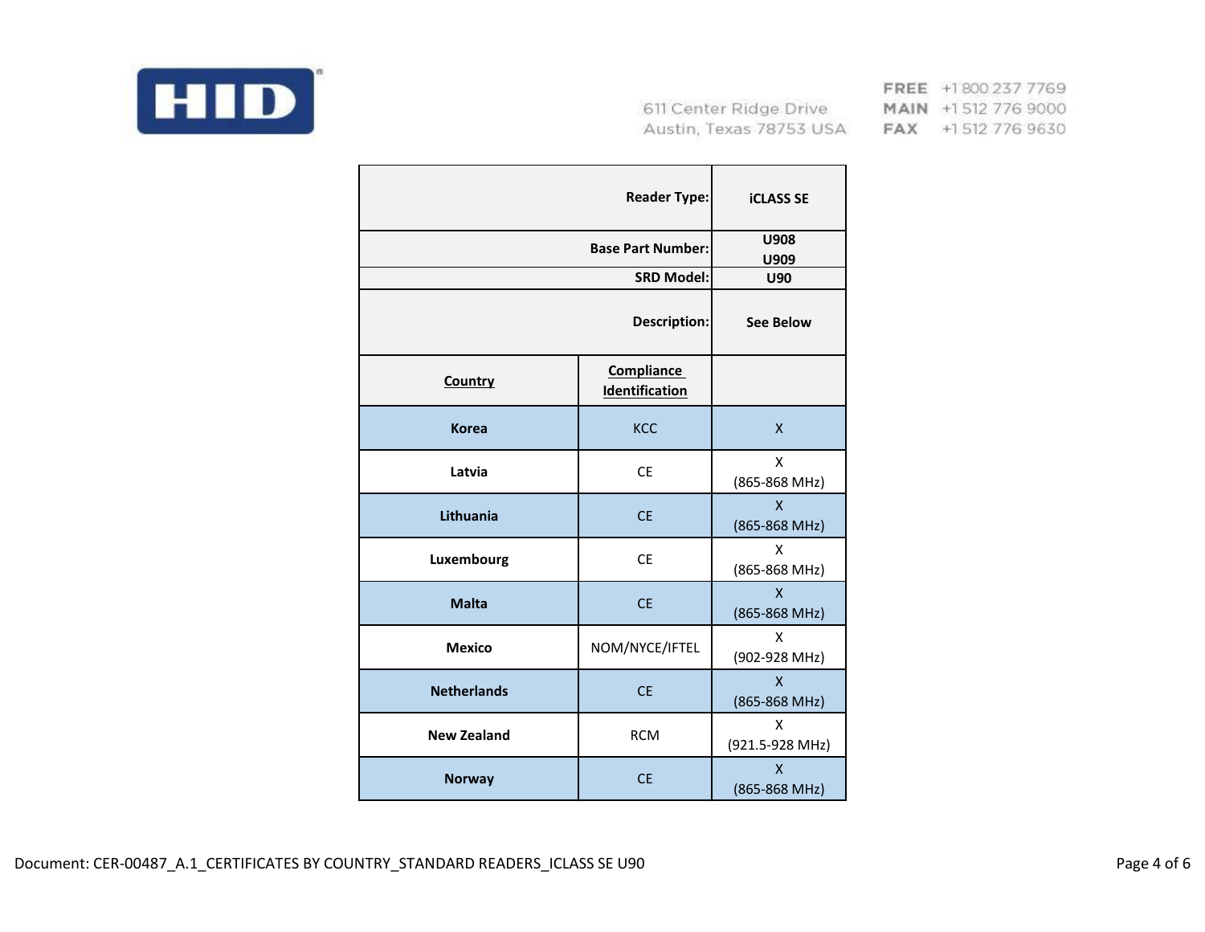HID

611 Center Ridge Drive
Austin, Texas 78753 USA

FREE +1 800 237 7769
MAIN +1 512 776 9000
FAX +1 512 776 9630

| | Reader Type: | iCLASS SE |
|---|---|---|
| | Base Part Number: | U908<br>U909 |
| | SRD Model: | U90 |
| | Description: | See Below |
| **Country** | **Compliance Identification** | |
| **Korea** | KCC | X |
| **Latvia** | CE | X<br>(865-868 MHz) |
| **Lithuania** | CE | X<br>(865-868 MHz) |
| **Luxembourg** | CE | X<br>(865-868 MHz) |
| **Malta** | CE | X<br>(865-868 MHz) |
| **Mexico** | NOM/NYCE/IFTEL | X<br>(902-928 MHz) |
| **Netherlands** | CE | X<br>(865-868 MHz) |
| **New Zealand** | RCM | X<br>(921.5-928 MHz) |
| **Norway** | CE | X<br>(865-868 MHz) |

Document: CER-00487_A.1_CERTIFICATES BY COUNTRY_STANDARD READERS_ICLASS SE U90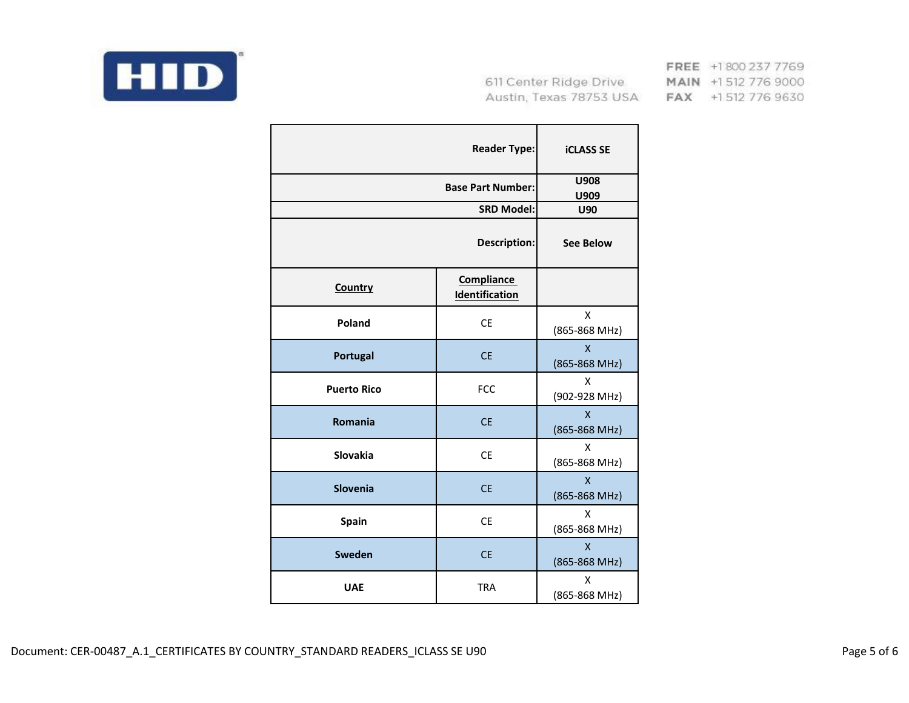611 Center Ridge Drive
Austin, Texas 78753 USA

FREE +1 800 237 7769
MAIN +1 512 776 9000
FAX +1 512 776 9630

| | Reader Type: | iCLASS SE |
|---|---|---|
| | Base Part Number: | U908<br>U909 |
| | SRD Model: | U90 |
| | Description: | See Below |
| **Country** | **Compliance Identification** | |
| **Poland** | CE | X<br>(865-868 MHz) |
| **Portugal** | CE | X<br>(865-868 MHz) |
| **Puerto Rico** | FCC | X<br>(902-928 MHz) |
| **Romania** | CE | X<br>(865-868 MHz) |
| **Slovakia** | CE | X<br>(865-868 MHz) |
| **Slovenia** | CE | X<br>(865-868 MHz) |
| **Spain** | CE | X<br>(865-868 MHz) |
| **Sweden** | CE | X<br>(865-868 MHz) |
| **UAE** | TRA | X<br>(865-868 MHz) |

Document: CER-00487_A.1_CERTIFICATES BY COUNTRY_STANDARD READERS_ICLASS SE U90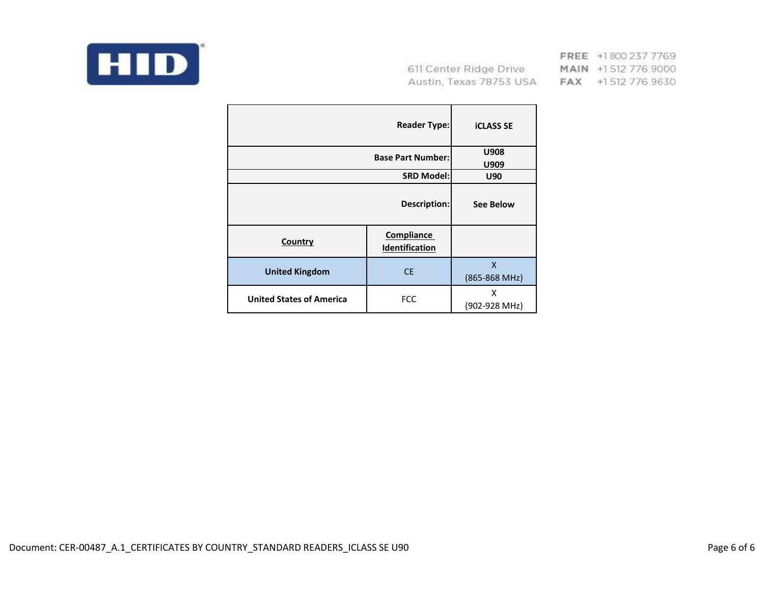HID

611 Center Ridge Drive
Austin, Texas 78753 USA

FREE +1 800 237 7769
MAIN +1 512 776 9000
FAX +1 512 776 9630

| | | |
|---|---|---|
| | **Reader Type:** | **iCLASS SE** |
| | **Base Part Number:** | **U908**<br>**U909** |
| | **SRD Model:** | **U90** |
| | **Description:** | **See Below** |
| **Country** | **Compliance Identification** | |
| **United Kingdom** | CE | X<br>(865-868 MHz) |
| **United States of America** | FCC | X<br>(902-928 MHz) |

Document: CER-00487_A.1_CERTIFICATES BY COUNTRY_STANDARD READERS_ICLASS SE U90